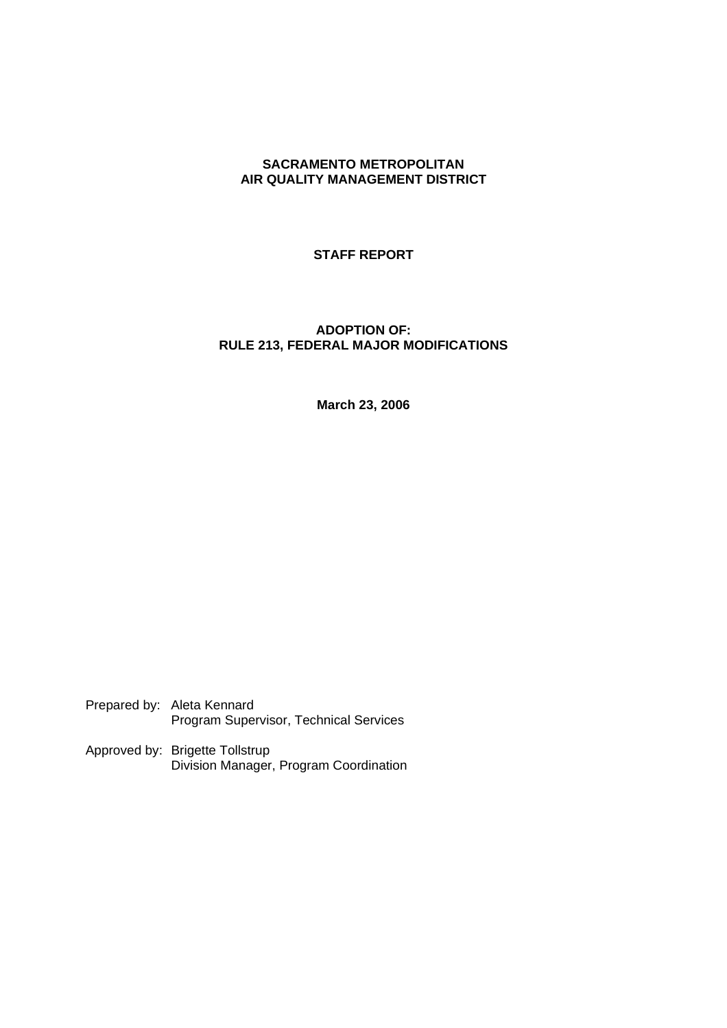**SACRAMENTO METROPOLITAN**
**AIR QUALITY MANAGEMENT DISTRICT**

**STAFF REPORT**

**ADOPTION OF:**
**RULE 213, FEDERAL MAJOR MODIFICATIONS**

**March 23, 2006**

Prepared by: Aleta Kennard
Program Supervisor, Technical Services

Approved by: Brigette Tollstrup
Division Manager, Program Coordination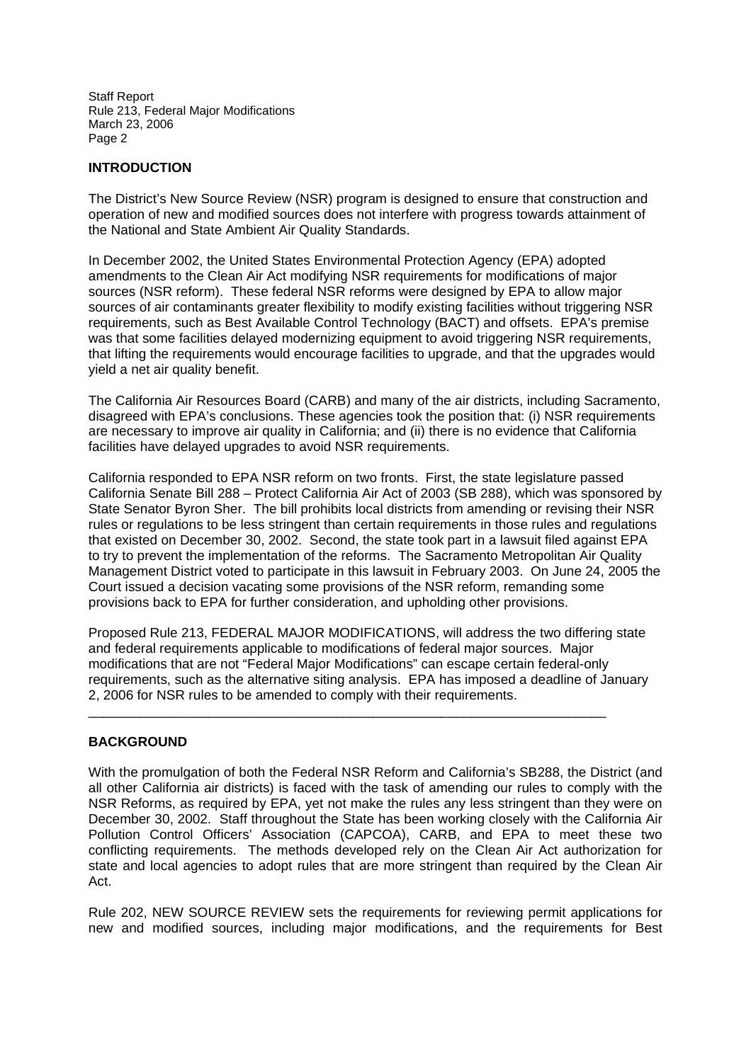## INTRODUCTION

The District's New Source Review (NSR) program is designed to ensure that construction and operation of new and modified sources does not interfere with progress towards attainment of the National and State Ambient Air Quality Standards.

In December 2002, the United States Environmental Protection Agency (EPA) adopted amendments to the Clean Air Act modifying NSR requirements for modifications of major sources (NSR reform). These federal NSR reforms were designed by EPA to allow major sources of air contaminants greater flexibility to modify existing facilities without triggering NSR requirements, such as Best Available Control Technology (BACT) and offsets. EPA's premise was that some facilities delayed modernizing equipment to avoid triggering NSR requirements, that lifting the requirements would encourage facilities to upgrade, and that the upgrades would yield a net air quality benefit.

The California Air Resources Board (CARB) and many of the air districts, including Sacramento, disagreed with EPA's conclusions. These agencies took the position that: (i) NSR requirements are necessary to improve air quality in California; and (ii) there is no evidence that California facilities have delayed upgrades to avoid NSR requirements.

California responded to EPA NSR reform on two fronts. First, the state legislature passed California Senate Bill 288 – Protect California Air Act of 2003 (SB 288), which was sponsored by State Senator Byron Sher. The bill prohibits local districts from amending or revising their NSR rules or regulations to be less stringent than certain requirements in those rules and regulations that existed on December 30, 2002. Second, the state took part in a lawsuit filed against EPA to try to prevent the implementation of the reforms. The Sacramento Metropolitan Air Quality Management District voted to participate in this lawsuit in February 2003. On June 24, 2005 the Court issued a decision vacating some provisions of the NSR reform, remanding some provisions back to EPA for further consideration, and upholding other provisions.

Proposed Rule 213, FEDERAL MAJOR MODIFICATIONS, will address the two differing state and federal requirements applicable to modifications of federal major sources. Major modifications that are not "Federal Major Modifications" can escape certain federal-only requirements, such as the alternative siting analysis. EPA has imposed a deadline of January 2, 2006 for NSR rules to be amended to comply with their requirements.

---

## BACKGROUND

With the promulgation of both the Federal NSR Reform and California's SB288, the District (and all other California air districts) is faced with the task of amending our rules to comply with the NSR Reforms, as required by EPA, yet not make the rules any less stringent than they were on December 30, 2002. Staff throughout the State has been working closely with the California Air Pollution Control Officers' Association (CAPCOA), CARB, and EPA to meet these two conflicting requirements. The methods developed rely on the Clean Air Act authorization for state and local agencies to adopt rules that are more stringent than required by the Clean Air Act.

Rule 202, NEW SOURCE REVIEW sets the requirements for reviewing permit applications for new and modified sources, including major modifications, and the requirements for Best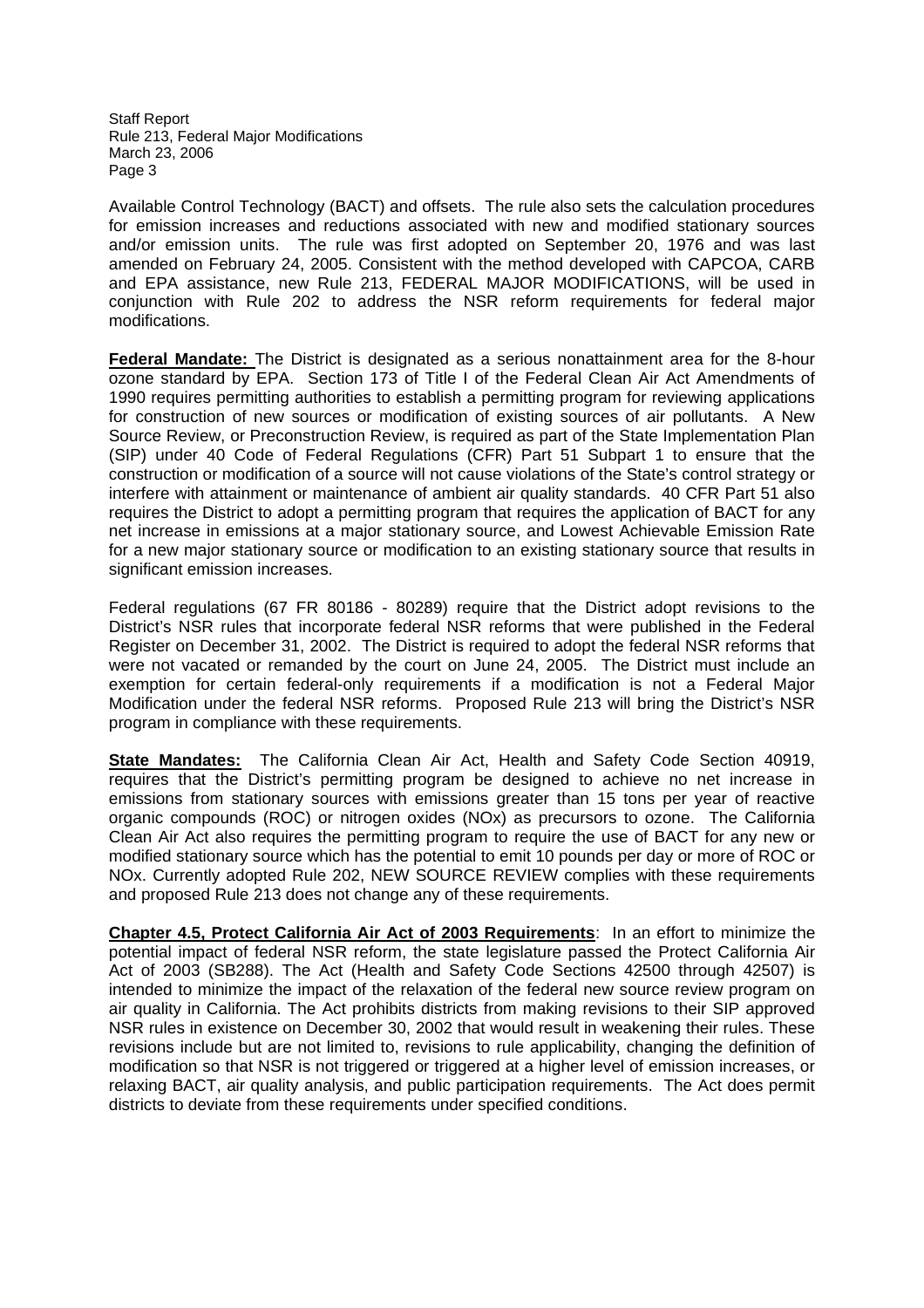Available Control Technology (BACT) and offsets. The rule also sets the calculation procedures for emission increases and reductions associated with new and modified stationary sources and/or emission units. The rule was first adopted on September 20, 1976 and was last amended on February 24, 2005. Consistent with the method developed with CAPCOA, CARB and EPA assistance, new Rule 213, FEDERAL MAJOR MODIFICATIONS, will be used in conjunction with Rule 202 to address the NSR reform requirements for federal major modifications.

**Federal Mandate:** The District is designated as a serious nonattainment area for the 8-hour ozone standard by EPA. Section 173 of Title I of the Federal Clean Air Act Amendments of 1990 requires permitting authorities to establish a permitting program for reviewing applications for construction of new sources or modification of existing sources of air pollutants. A New Source Review, or Preconstruction Review, is required as part of the State Implementation Plan (SIP) under 40 Code of Federal Regulations (CFR) Part 51 Subpart 1 to ensure that the construction or modification of a source will not cause violations of the State's control strategy or interfere with attainment or maintenance of ambient air quality standards. 40 CFR Part 51 also requires the District to adopt a permitting program that requires the application of BACT for any net increase in emissions at a major stationary source, and Lowest Achievable Emission Rate for a new major stationary source or modification to an existing stationary source that results in significant emission increases.

Federal regulations (67 FR 80186 - 80289) require that the District adopt revisions to the District's NSR rules that incorporate federal NSR reforms that were published in the Federal Register on December 31, 2002. The District is required to adopt the federal NSR reforms that were not vacated or remanded by the court on June 24, 2005. The District must include an exemption for certain federal-only requirements if a modification is not a Federal Major Modification under the federal NSR reforms. Proposed Rule 213 will bring the District's NSR program in compliance with these requirements.

**State Mandates:** The California Clean Air Act, Health and Safety Code Section 40919, requires that the District's permitting program be designed to achieve no net increase in emissions from stationary sources with emissions greater than 15 tons per year of reactive organic compounds (ROC) or nitrogen oxides (NOx) as precursors to ozone. The California Clean Air Act also requires the permitting program to require the use of BACT for any new or modified stationary source which has the potential to emit 10 pounds per day or more of ROC or NOx. Currently adopted Rule 202, NEW SOURCE REVIEW complies with these requirements and proposed Rule 213 does not change any of these requirements.

**Chapter 4.5, Protect California Air Act of 2003 Requirements**: In an effort to minimize the potential impact of federal NSR reform, the state legislature passed the Protect California Air Act of 2003 (SB288). The Act (Health and Safety Code Sections 42500 through 42507) is intended to minimize the impact of the relaxation of the federal new source review program on air quality in California. The Act prohibits districts from making revisions to their SIP approved NSR rules in existence on December 30, 2002 that would result in weakening their rules. These revisions include but are not limited to, revisions to rule applicability, changing the definition of modification so that NSR is not triggered or triggered at a higher level of emission increases, or relaxing BACT, air quality analysis, and public participation requirements. The Act does permit districts to deviate from these requirements under specified conditions.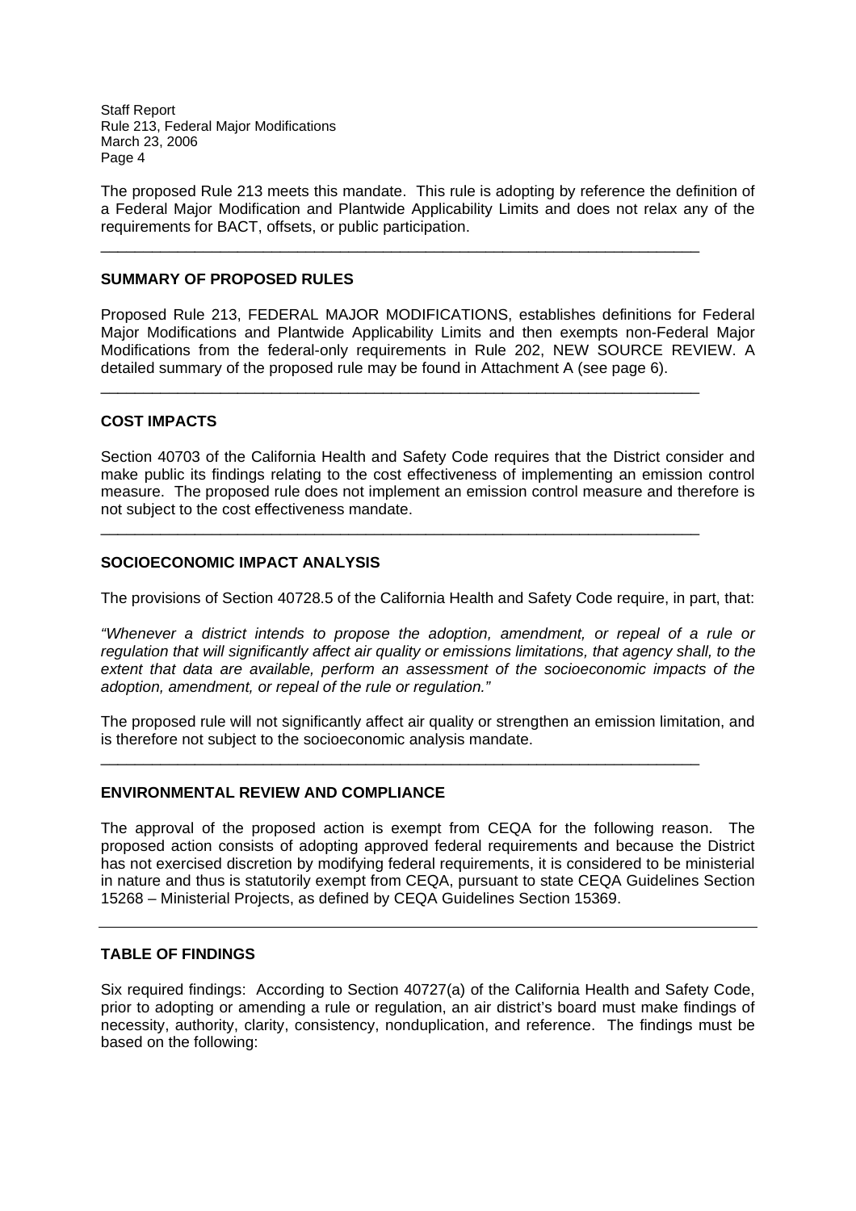The proposed Rule 213 meets this mandate. This rule is adopting by reference the definition of a Federal Major Modification and Plantwide Applicability Limits and does not relax any of the requirements for BACT, offsets, or public participation.

---

## SUMMARY OF PROPOSED RULES

Proposed Rule 213, FEDERAL MAJOR MODIFICATIONS, establishes definitions for Federal Major Modifications and Plantwide Applicability Limits and then exempts non-Federal Major Modifications from the federal-only requirements in Rule 202, NEW SOURCE REVIEW. A detailed summary of the proposed rule may be found in Attachment A (see page 6).

---

## COST IMPACTS

Section 40703 of the California Health and Safety Code requires that the District consider and make public its findings relating to the cost effectiveness of implementing an emission control measure. The proposed rule does not implement an emission control measure and therefore is not subject to the cost effectiveness mandate.

---

## SOCIOECONOMIC IMPACT ANALYSIS

The provisions of Section 40728.5 of the California Health and Safety Code require, in part, that:

*"Whenever a district intends to propose the adoption, amendment, or repeal of a rule or regulation that will significantly affect air quality or emissions limitations, that agency shall, to the extent that data are available, perform an assessment of the socioeconomic impacts of the adoption, amendment, or repeal of the rule or regulation."*

The proposed rule will not significantly affect air quality or strengthen an emission limitation, and is therefore not subject to the socioeconomic analysis mandate.

---

## ENVIRONMENTAL REVIEW AND COMPLIANCE

The approval of the proposed action is exempt from CEQA for the following reason. The proposed action consists of adopting approved federal requirements and because the District has not exercised discretion by modifying federal requirements, it is considered to be ministerial in nature and thus is statutorily exempt from CEQA, pursuant to state CEQA Guidelines Section 15268 – Ministerial Projects, as defined by CEQA Guidelines Section 15369.

---

## TABLE OF FINDINGS

Six required findings: According to Section 40727(a) of the California Health and Safety Code, prior to adopting or amending a rule or regulation, an air district's board must make findings of necessity, authority, clarity, consistency, nonduplication, and reference. The findings must be based on the following: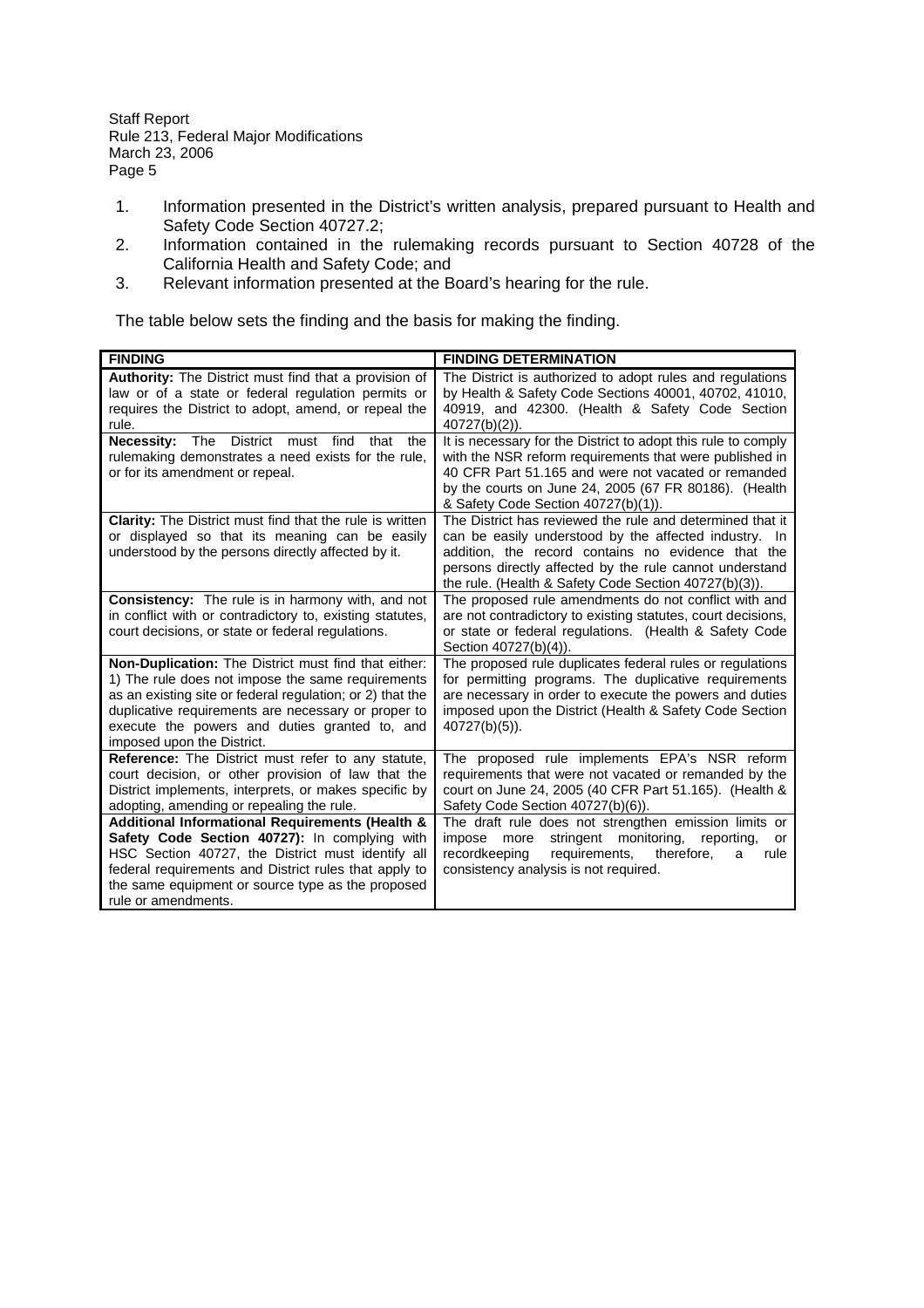1. Information presented in the District's written analysis, prepared pursuant to Health and Safety Code Section 40727.2;
2. Information contained in the rulemaking records pursuant to Section 40728 of the California Health and Safety Code; and
3. Relevant information presented at the Board's hearing for the rule.

The table below sets the finding and the basis for making the finding.

| FINDING | FINDING DETERMINATION |
|---|---|
| **Authority:** The District must find that a provision of law or of a state or federal regulation permits or requires the District to adopt, amend, or repeal the rule. | The District is authorized to adopt rules and regulations by Health & Safety Code Sections 40001, 40702, 41010, 40919, and 42300. (Health & Safety Code Section 40727(b)(2)). |
| **Necessity:** The District must find that the rulemaking demonstrates a need exists for the rule, or for its amendment or repeal. | It is necessary for the District to adopt this rule to comply with the NSR reform requirements that were published in 40 CFR Part 51.165 and were not vacated or remanded by the courts on June 24, 2005 (67 FR 80186). (Health & Safety Code Section 40727(b)(1)). |
| **Clarity:** The District must find that the rule is written or displayed so that its meaning can be easily understood by the persons directly affected by it. | The District has reviewed the rule and determined that it can be easily understood by the affected industry. In addition, the record contains no evidence that the persons directly affected by the rule cannot understand the rule. (Health & Safety Code Section 40727(b)(3)). |
| **Consistency:** The rule is in harmony with, and not in conflict with or contradictory to, existing statutes, court decisions, or state or federal regulations. | The proposed rule amendments do not conflict with and are not contradictory to existing statutes, court decisions, or state or federal regulations. (Health & Safety Code Section 40727(b)(4)). |
| **Non-Duplication:** The District must find that either: 1) The rule does not impose the same requirements as an existing site or federal regulation; or 2) that the duplicative requirements are necessary or proper to execute the powers and duties granted to, and imposed upon the District. | The proposed rule duplicates federal rules or regulations for permitting programs. The duplicative requirements are necessary in order to execute the powers and duties imposed upon the District (Health & Safety Code Section 40727(b)(5)). |
| **Reference:** The District must refer to any statute, court decision, or other provision of law that the District implements, interprets, or makes specific by adopting, amending or repealing the rule. | The proposed rule implements EPA's NSR reform requirements that were not vacated or remanded by the court on June 24, 2005 (40 CFR Part 51.165). (Health & Safety Code Section 40727(b)(6)). |
| **Additional Informational Requirements (Health & Safety Code Section 40727):** In complying with HSC Section 40727, the District must identify all federal requirements and District rules that apply to the same equipment or source type as the proposed rule or amendments. | The draft rule does not strengthen emission limits or impose more stringent monitoring, reporting, or recordkeeping requirements, therefore, a rule consistency analysis is not required. |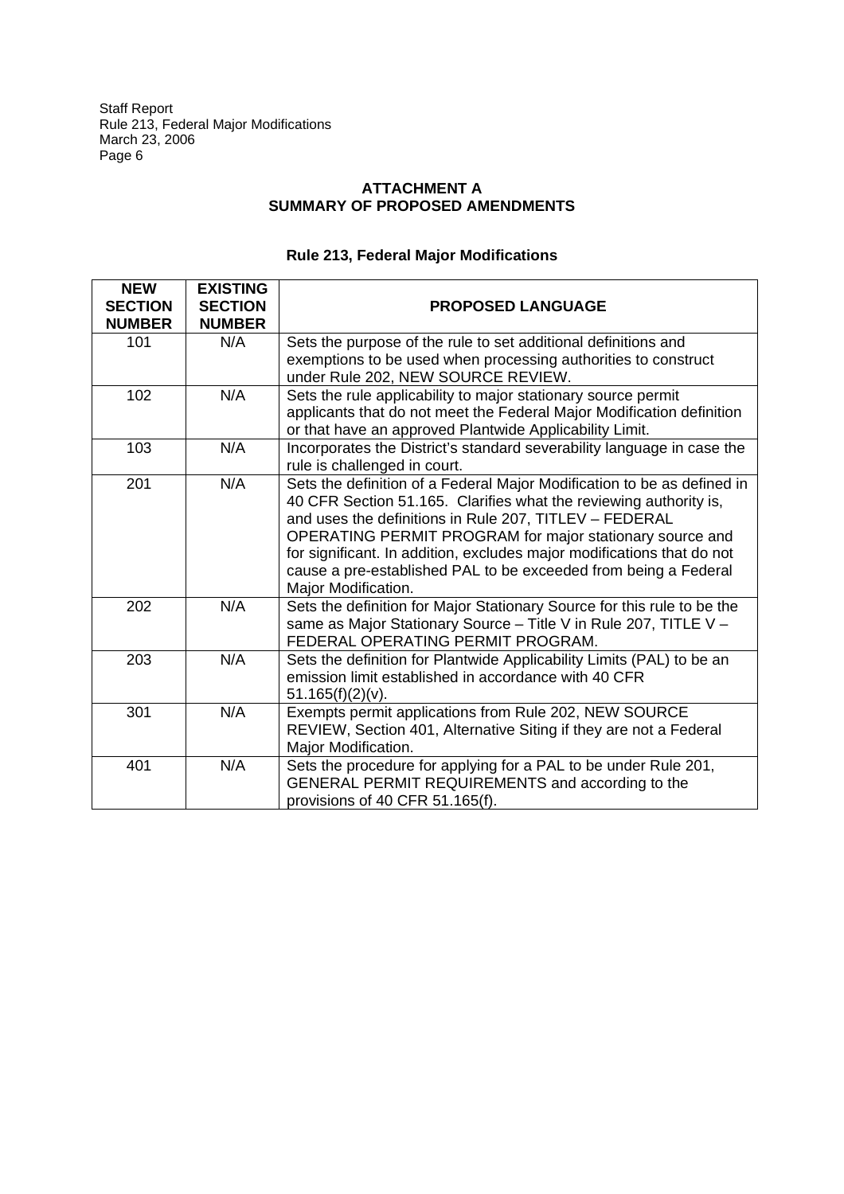## ATTACHMENT A
## SUMMARY OF PROPOSED AMENDMENTS

### Rule 213, Federal Major Modifications

| NEW SECTION NUMBER | EXISTING SECTION NUMBER | PROPOSED LANGUAGE |
|---|---|---|
| 101 | N/A | Sets the purpose of the rule to set additional definitions and exemptions to be used when processing authorities to construct under Rule 202, NEW SOURCE REVIEW. |
| 102 | N/A | Sets the rule applicability to major stationary source permit applicants that do not meet the Federal Major Modification definition or that have an approved Plantwide Applicability Limit. |
| 103 | N/A | Incorporates the District's standard severability language in case the rule is challenged in court. |
| 201 | N/A | Sets the definition of a Federal Major Modification to be as defined in 40 CFR Section 51.165. Clarifies what the reviewing authority is, and uses the definitions in Rule 207, TITLEV – FEDERAL OPERATING PERMIT PROGRAM for major stationary source and for significant. In addition, excludes major modifications that do not cause a pre-established PAL to be exceeded from being a Federal Major Modification. |
| 202 | N/A | Sets the definition for Major Stationary Source for this rule to be the same as Major Stationary Source – Title V in Rule 207, TITLE V – FEDERAL OPERATING PERMIT PROGRAM. |
| 203 | N/A | Sets the definition for Plantwide Applicability Limits (PAL) to be an emission limit established in accordance with 40 CFR 51.165(f)(2)(v). |
| 301 | N/A | Exempts permit applications from Rule 202, NEW SOURCE REVIEW, Section 401, Alternative Siting if they are not a Federal Major Modification. |
| 401 | N/A | Sets the procedure for applying for a PAL to be under Rule 201, GENERAL PERMIT REQUIREMENTS and according to the provisions of 40 CFR 51.165(f). |